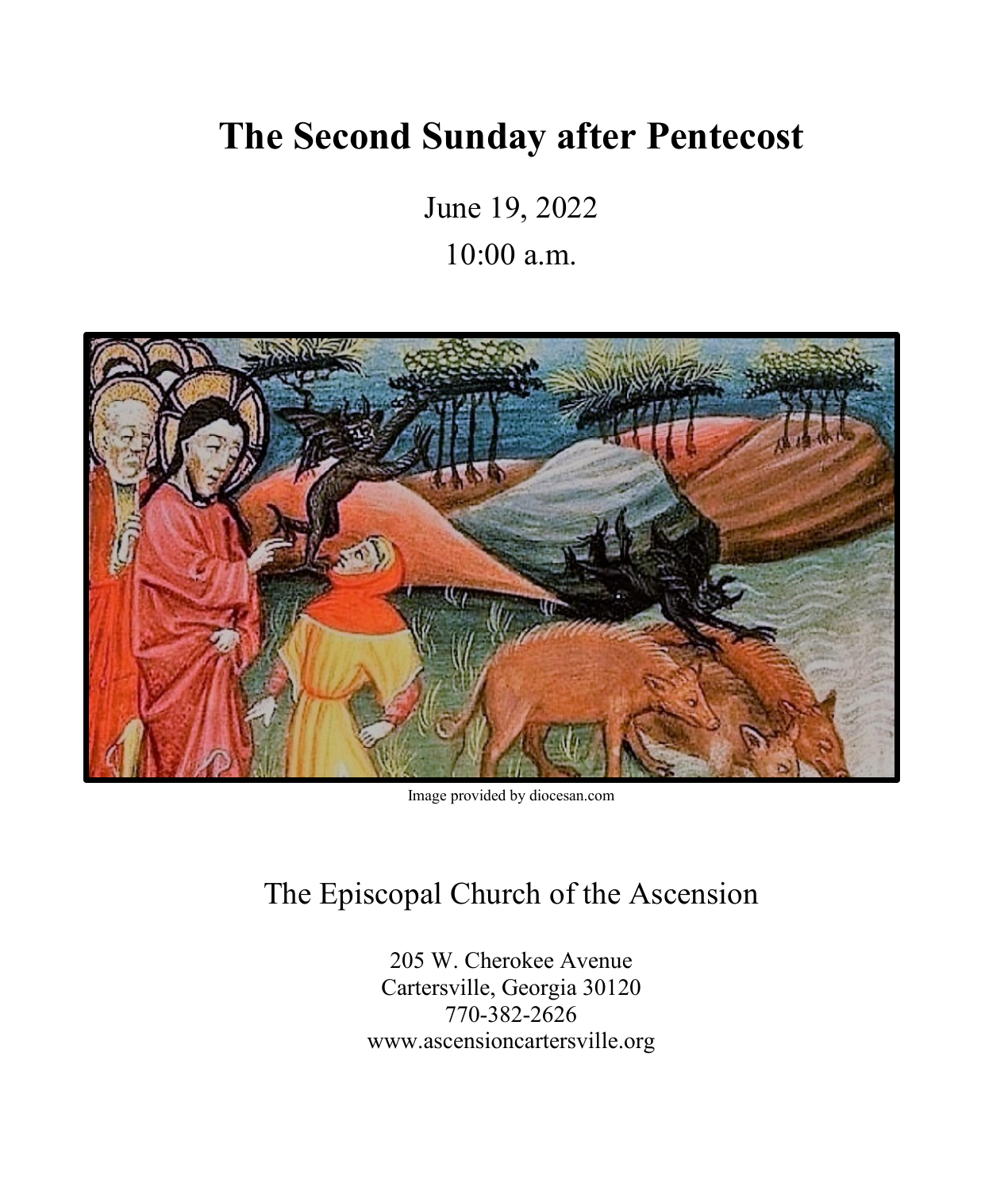# The Second Sunday after Pentecost

June 19, 2022

10:00 a.m.

Image provided by diocesan.com

The Episcopal Church of the Ascension

205 W. Cherokee Avenue
Cartersville, Georgia 30120
770-382-2626
www.ascensioncartersville.org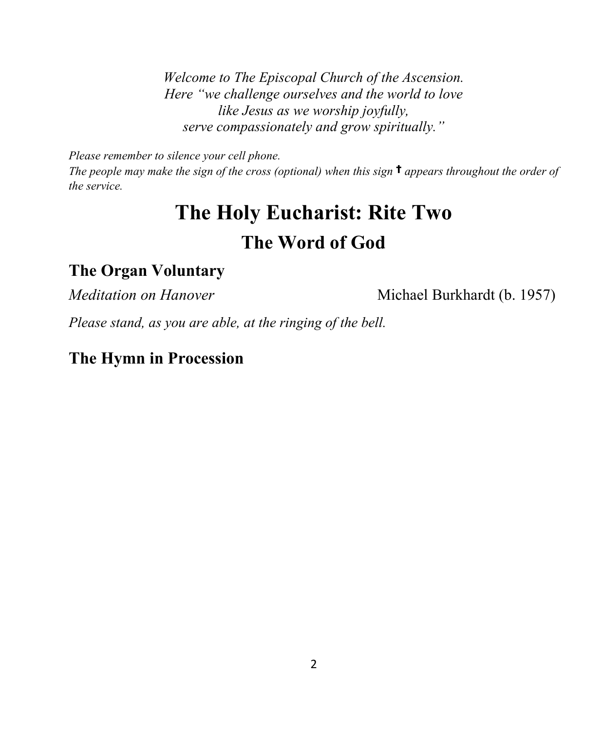*Welcome to The Episcopal Church of the Ascension.*
*Here "we challenge ourselves and the world to love*
*like Jesus as we worship joyfully,*
*serve compassionately and grow spiritually."*

*Please remember to silence your cell phone.*
*The people may make the sign of the cross (optional) when this sign* ✝ *appears throughout the order of the service.*

# The Holy Eucharist: Rite Two

## The Word of God

### The Organ Voluntary

*Meditation on Hanover* Michael Burkhardt (b. 1957)

*Please stand, as you are able, at the ringing of the bell.*

### The Hymn in Procession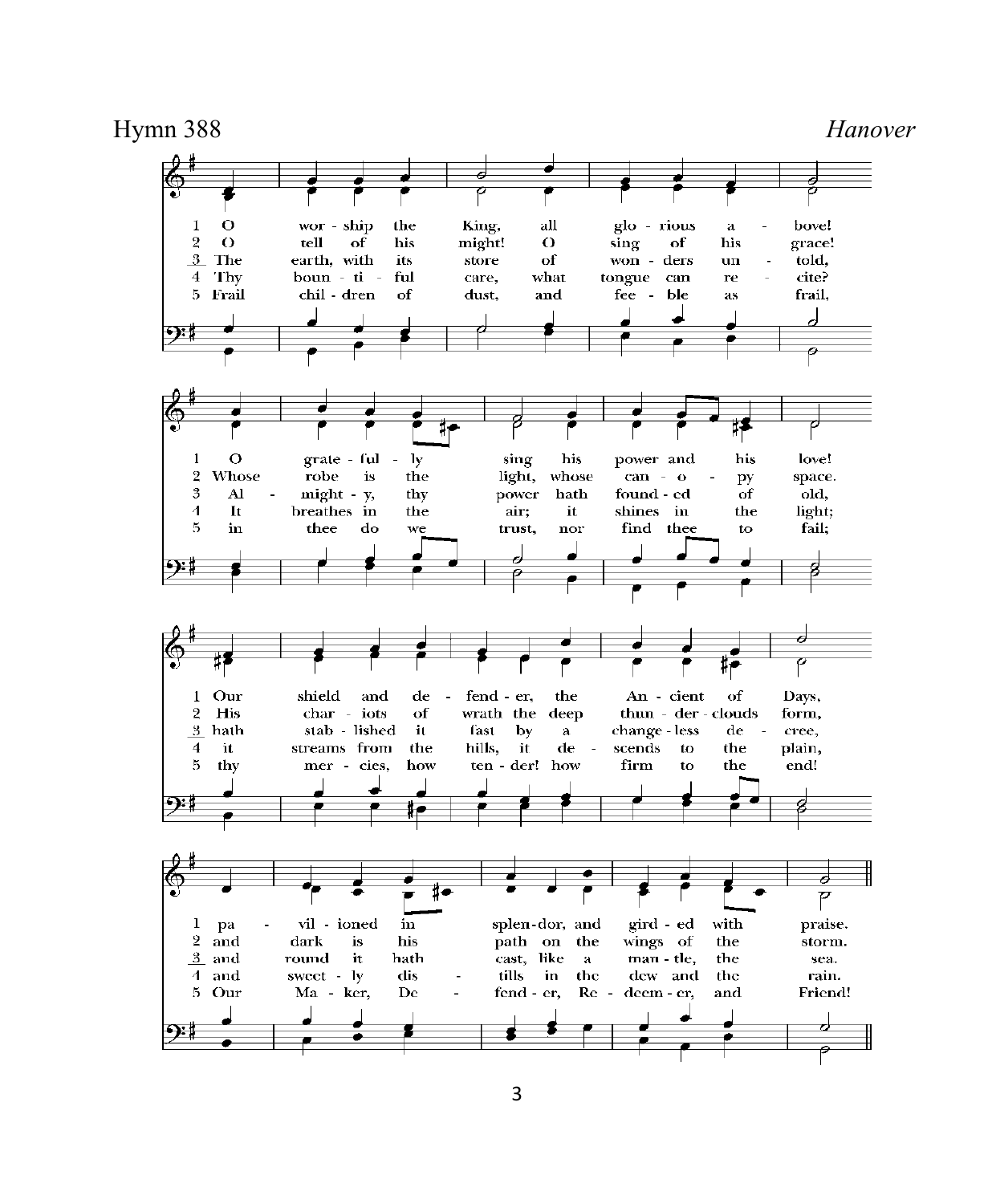Hymn 388 *Hanover*

1 O worship the King, all glorious above!
O gratefully sing his power and his love!
Our shield and defender, the Ancient of Days,
pavilioned in splendor, and girded with praise.

2 O tell of his might! O sing of his grace!
Whose robe is the light, whose canopy space.
His chariots of wrath the deep thunderclouds form,
and dark is his path on the wings of the storm.

3 The earth, with its store of wonders untold,
Almighty, thy power hath founded of old,
hath stablished it fast by a changeless decree,
and round it hath cast, like a mantle, the sea.

4 Thy bountiful care, what tongue can recite?
It breathes in the air; it shines in the light;
it streams from the hills, it descends to the plain,
and sweetly distills in the dew and the rain.

5 Frail children of dust, and feeble as frail,
in thee do we trust, nor find thee to fail;
thy mercies, how tender! how firm to the end!
Our Maker, Defender, Redeemer, and Friend!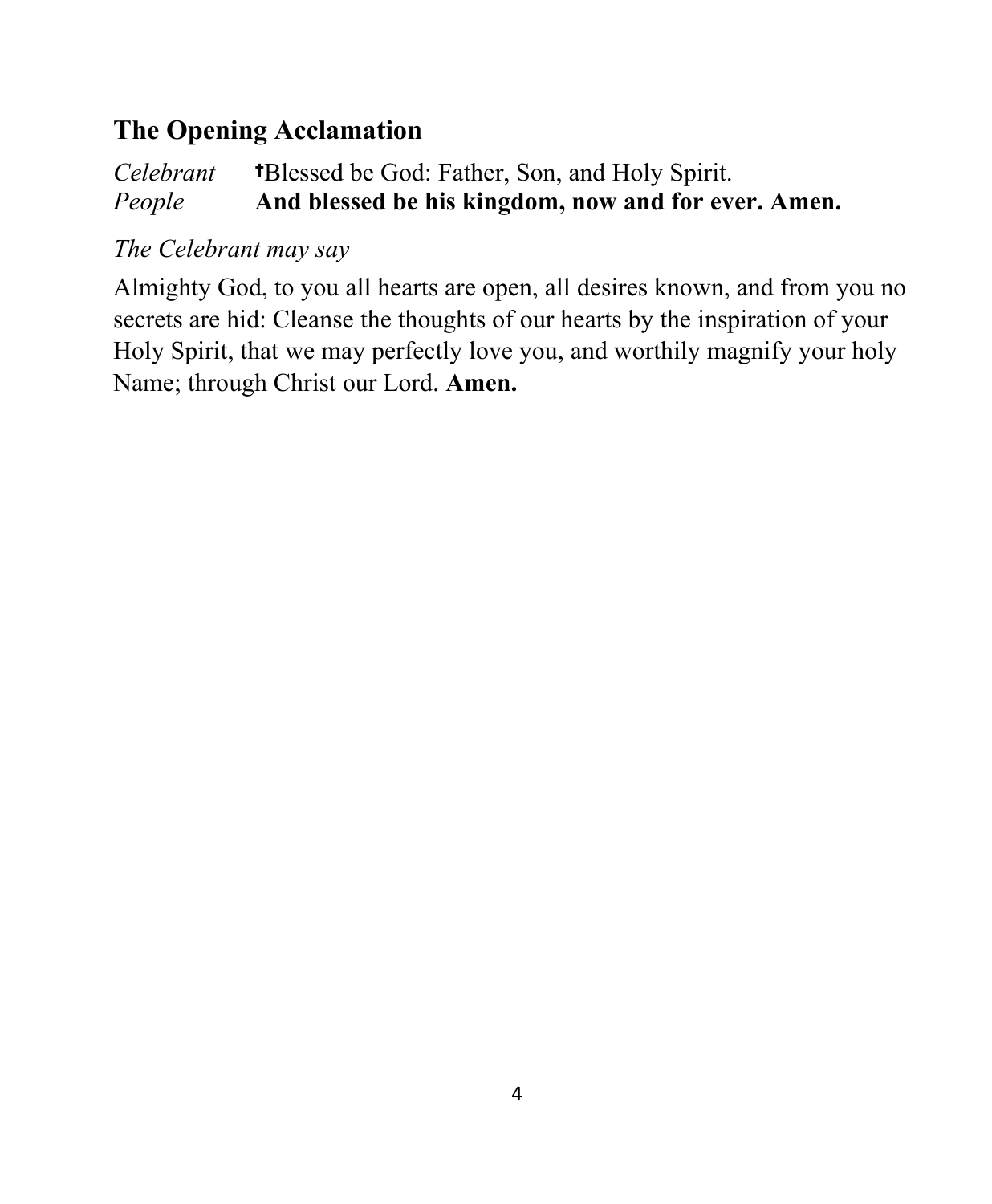## The Opening Acclamation

*Celebrant* †Blessed be God: Father, Son, and Holy Spirit.
*People* **And blessed be his kingdom, now and for ever. Amen.**

*The Celebrant may say*

Almighty God, to you all hearts are open, all desires known, and from you no secrets are hid: Cleanse the thoughts of our hearts by the inspiration of your Holy Spirit, that we may perfectly love you, and worthily magnify your holy Name; through Christ our Lord. **Amen.**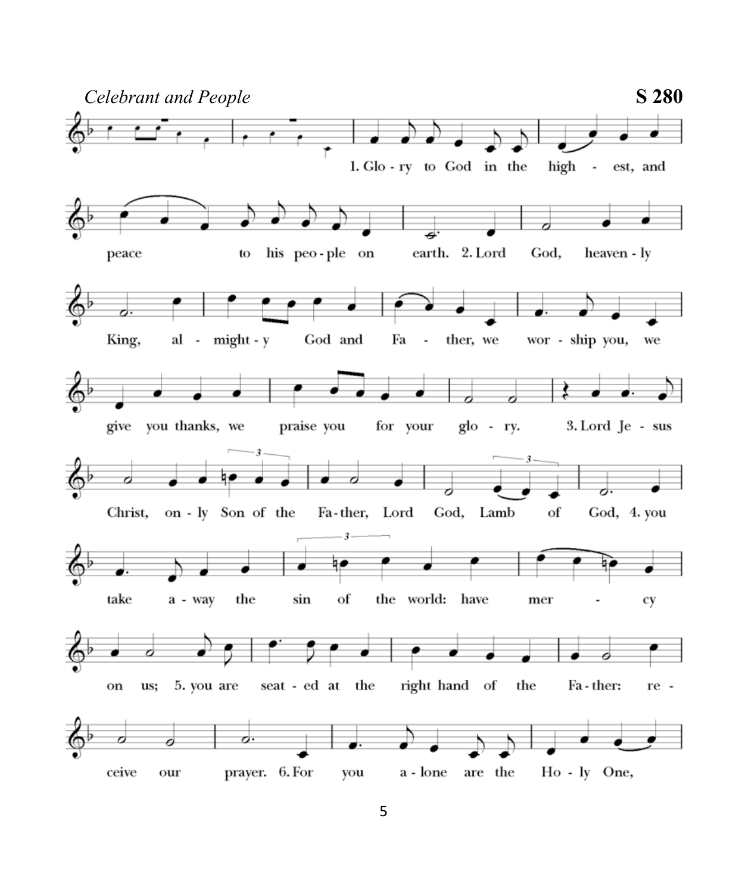*Celebrant and People* **S 280**

1. Glo - ry to God in the high - est, and peace to his peo - ple on earth. 2. Lord God, heaven - ly King, al - might - y God and Fa - ther, we wor - ship you, we give you thanks, we praise you for your glo - ry. 3. Lord Je - sus Christ, on - ly Son of the Fa - ther, Lord God, Lamb of God, 4. you take a - way the sin of the world: have mer - cy on us; 5. you are seat - ed at the right hand of the Fa - ther: re - ceive our prayer. 6. For you a - lone are the Ho - ly One,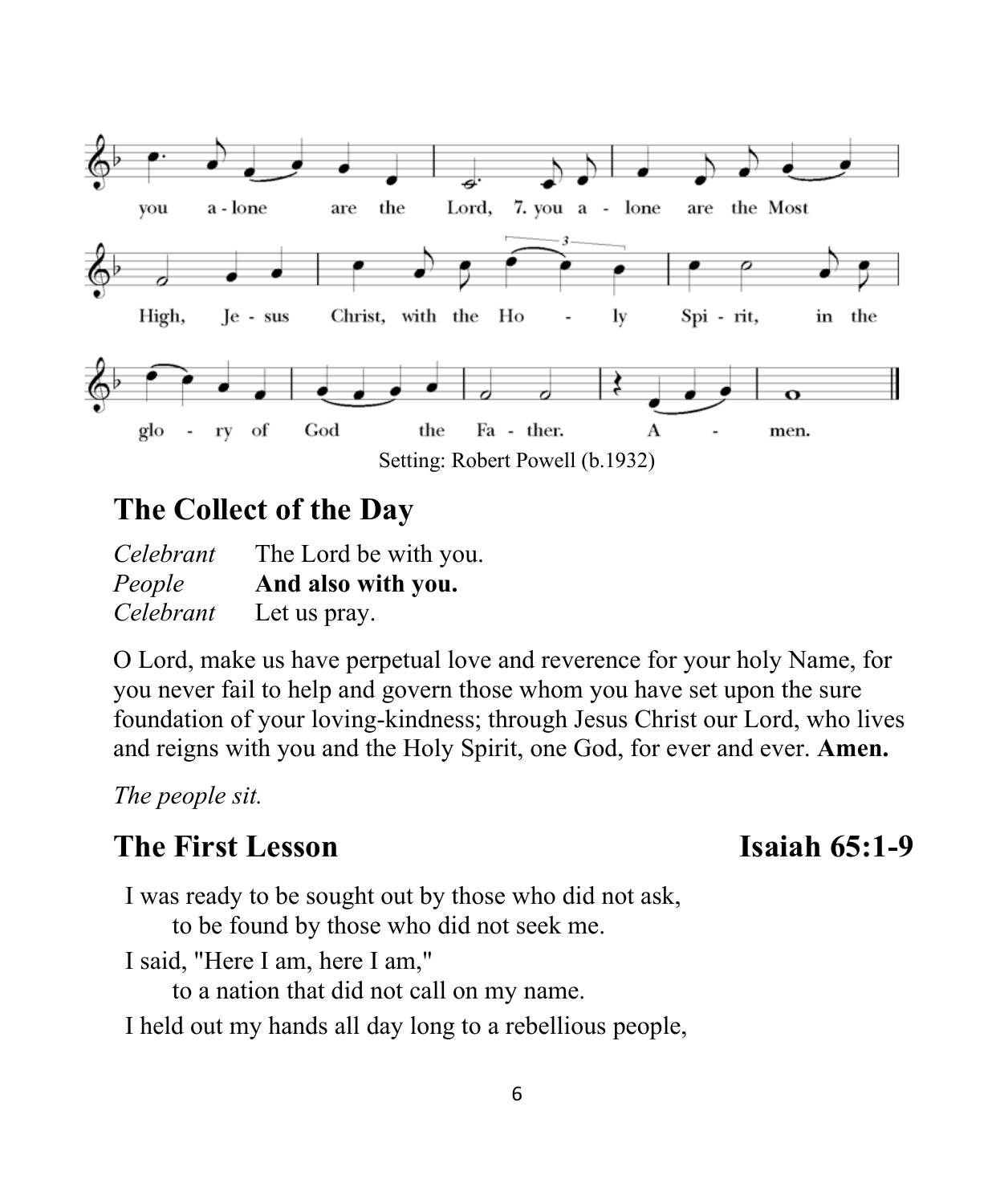you a-lone are the Lord, 7. you a - lone are the Most High, Je - sus Christ, with the Ho - ly Spi - rit, in the glo - ry of God the Fa - ther. A - men.

Setting: Robert Powell (b.1932)

## The Collect of the Day

*Celebrant* The Lord be with you.
*People* **And also with you.**
*Celebrant* Let us pray.

O Lord, make us have perpetual love and reverence for your holy Name, for you never fail to help and govern those whom you have set upon the sure foundation of your loving-kindness; through Jesus Christ our Lord, who lives and reigns with you and the Holy Spirit, one God, for ever and ever. **Amen.**

*The people sit.*

## The First Lesson Isaiah 65:1-9

I was ready to be sought out by those who did not ask,
 to be found by those who did not seek me.
I said, "Here I am, here I am,"
 to a nation that did not call on my name.
I held out my hands all day long to a rebellious people,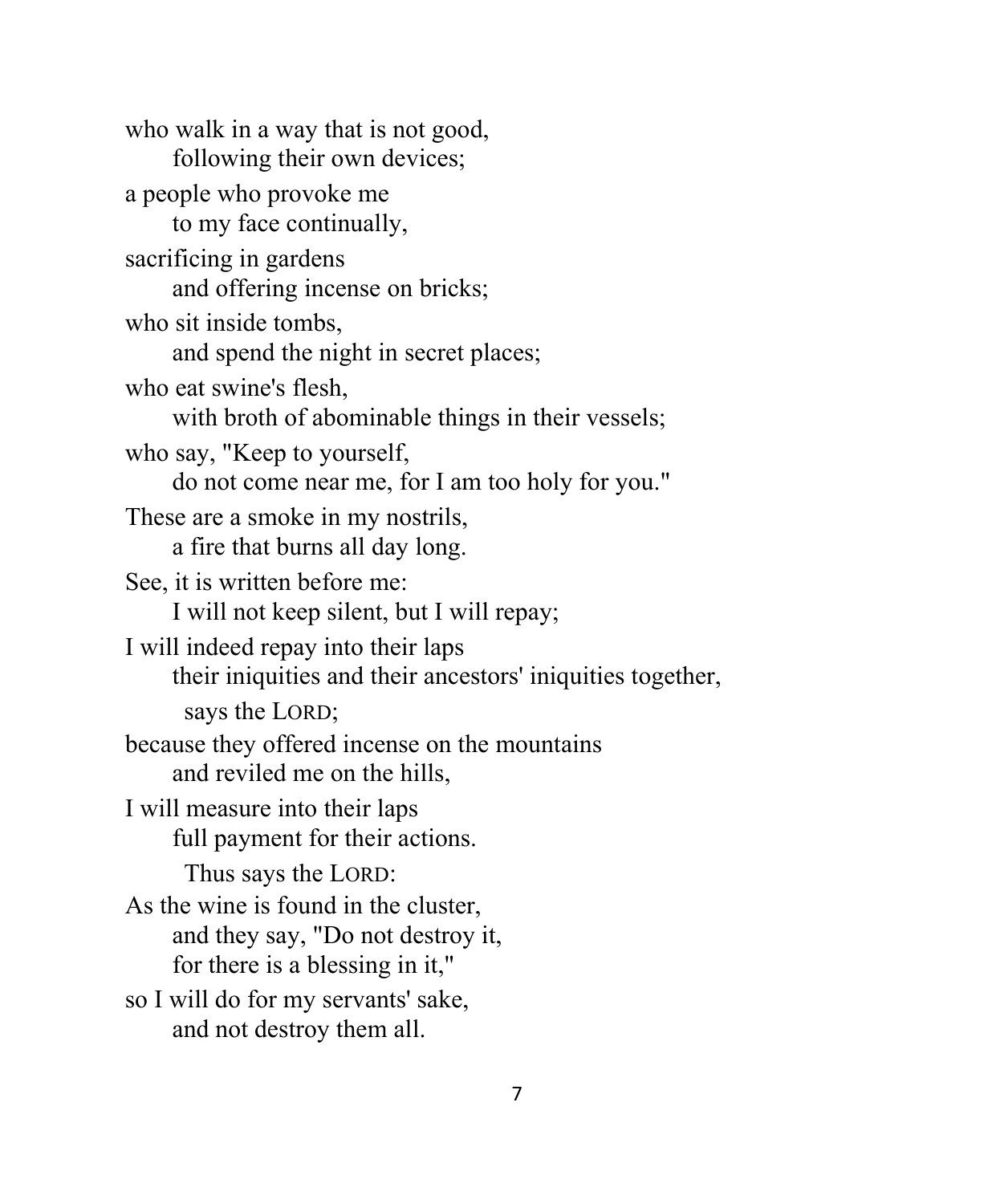who walk in a way that is not good,
 following their own devices;
a people who provoke me
 to my face continually,
sacrificing in gardens
 and offering incense on bricks;
who sit inside tombs,
 and spend the night in secret places;
who eat swine's flesh,
 with broth of abominable things in their vessels;
who say, "Keep to yourself,
 do not come near me, for I am too holy for you."
These are a smoke in my nostrils,
 a fire that burns all day long.
See, it is written before me:
 I will not keep silent, but I will repay;
I will indeed repay into their laps
 their iniquities and their ancestors' iniquities together,
  says the LORD;
because they offered incense on the mountains
 and reviled me on the hills,
I will measure into their laps
 full payment for their actions.
  Thus says the LORD:
As the wine is found in the cluster,
 and they say, "Do not destroy it,
 for there is a blessing in it,"
so I will do for my servants' sake,
 and not destroy them all.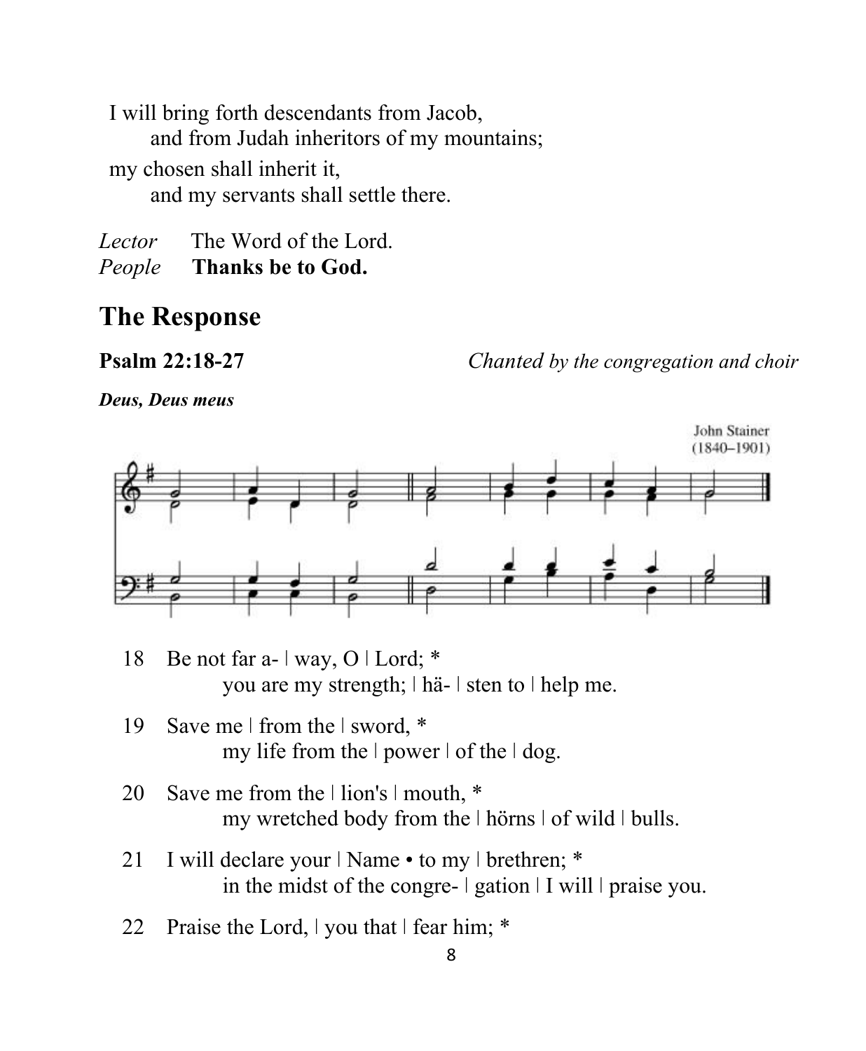I will bring forth descendants from Jacob,
&nbsp;&nbsp;&nbsp;&nbsp;&nbsp;&nbsp;and from Judah inheritors of my mountains;
my chosen shall inherit it,
&nbsp;&nbsp;&nbsp;&nbsp;&nbsp;&nbsp;and my servants shall settle there.

*Lector* The Word of the Lord.
*People* **Thanks be to God.**

## The Response

**Psalm 22:18-27** *Chanted by the congregation and choir*

***Deus, Deus meus***

John Stainer
(1840–1901)

18 Be not far a- ǀ way, O ǀ Lord; *
&nbsp;&nbsp;&nbsp;&nbsp;&nbsp;&nbsp;you are my strength; ǀ hä- ǀ sten to ǀ help me.

19 Save me ǀ from the ǀ sword, *
&nbsp;&nbsp;&nbsp;&nbsp;&nbsp;&nbsp;my life from the ǀ power ǀ of the ǀ dog.

20 Save me from the ǀ lion's ǀ mouth, *
&nbsp;&nbsp;&nbsp;&nbsp;&nbsp;&nbsp;my wretched body from the ǀ hörns ǀ of wild ǀ bulls.

21 I will declare your ǀ Name • to my ǀ brethren; *
&nbsp;&nbsp;&nbsp;&nbsp;&nbsp;&nbsp;in the midst of the congre- ǀ gation ǀ I will ǀ praise you.

22 Praise the Lord, ǀ you that ǀ fear him; *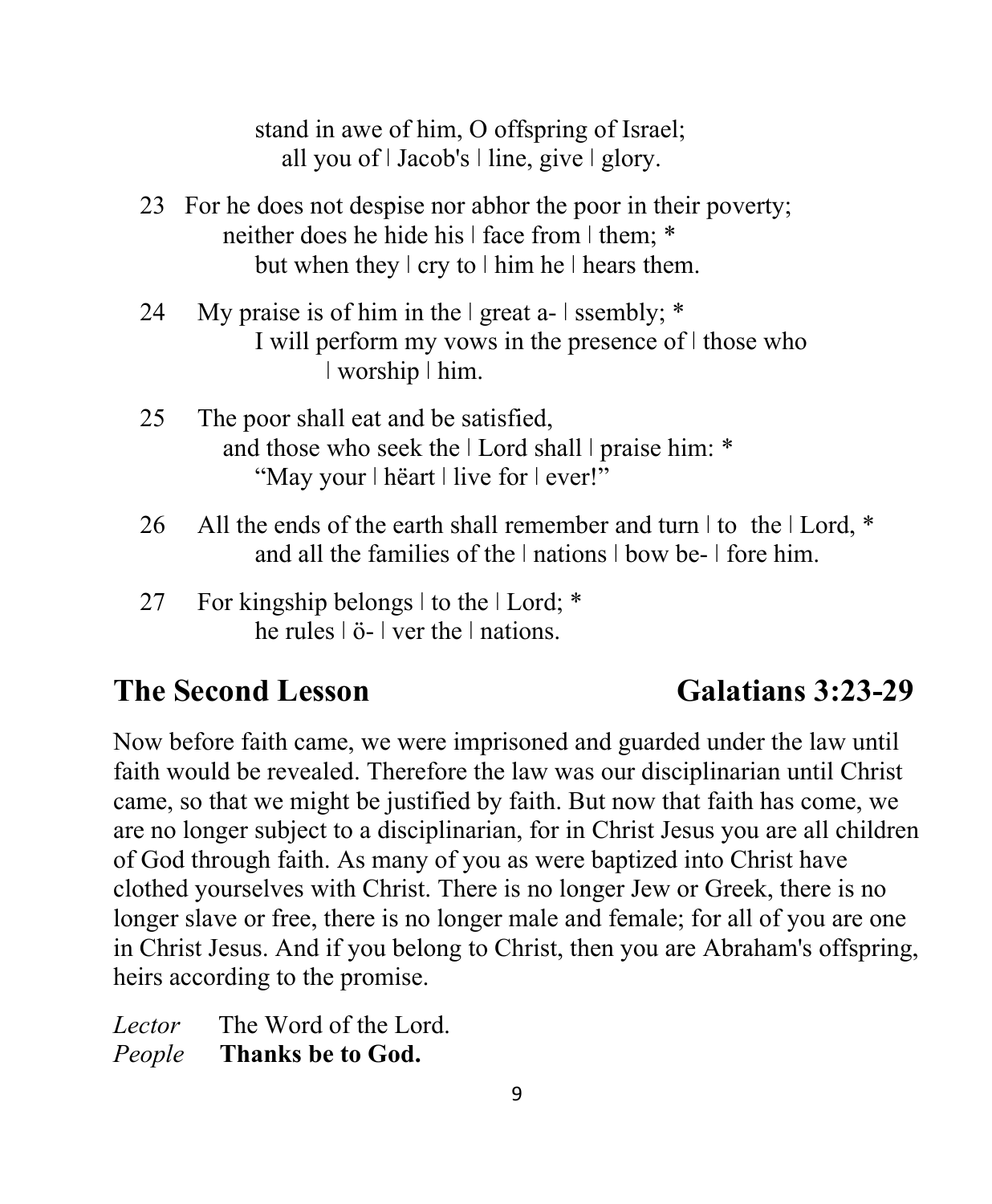stand in awe of him, O offspring of Israel;
all you of ׀ Jacob's ׀ line, give ׀ glory.

23 For he does not despise nor abhor the poor in their poverty;
neither does he hide his ׀ face from ׀ them; *
but when they ׀ cry to ׀ him he ׀ hears them.

24 My praise is of him in the ׀ great a- ׀ ssembly; *
I will perform my vows in the presence of ׀ those who
׀ worship ׀ him.

25 The poor shall eat and be satisfied,
and those who seek the ׀ Lord shall ׀ praise him: *
"May your ׀ hëart ׀ live for ׀ ever!"

26 All the ends of the earth shall remember and turn ׀ to the ׀ Lord, *
and all the families of the ׀ nations ׀ bow be- ׀ fore him.

27 For kingship belongs ׀ to the ׀ Lord; *
he rules ׀ ö- ׀ ver the ׀ nations.

## The Second Lesson — Galatians 3:23-29

Now before faith came, we were imprisoned and guarded under the law until faith would be revealed. Therefore the law was our disciplinarian until Christ came, so that we might be justified by faith. But now that faith has come, we are no longer subject to a disciplinarian, for in Christ Jesus you are all children of God through faith. As many of you as were baptized into Christ have clothed yourselves with Christ. There is no longer Jew or Greek, there is no longer slave or free, there is no longer male and female; for all of you are one in Christ Jesus. And if you belong to Christ, then you are Abraham's offspring, heirs according to the promise.

*Lector* The Word of the Lord.
*People* **Thanks be to God.**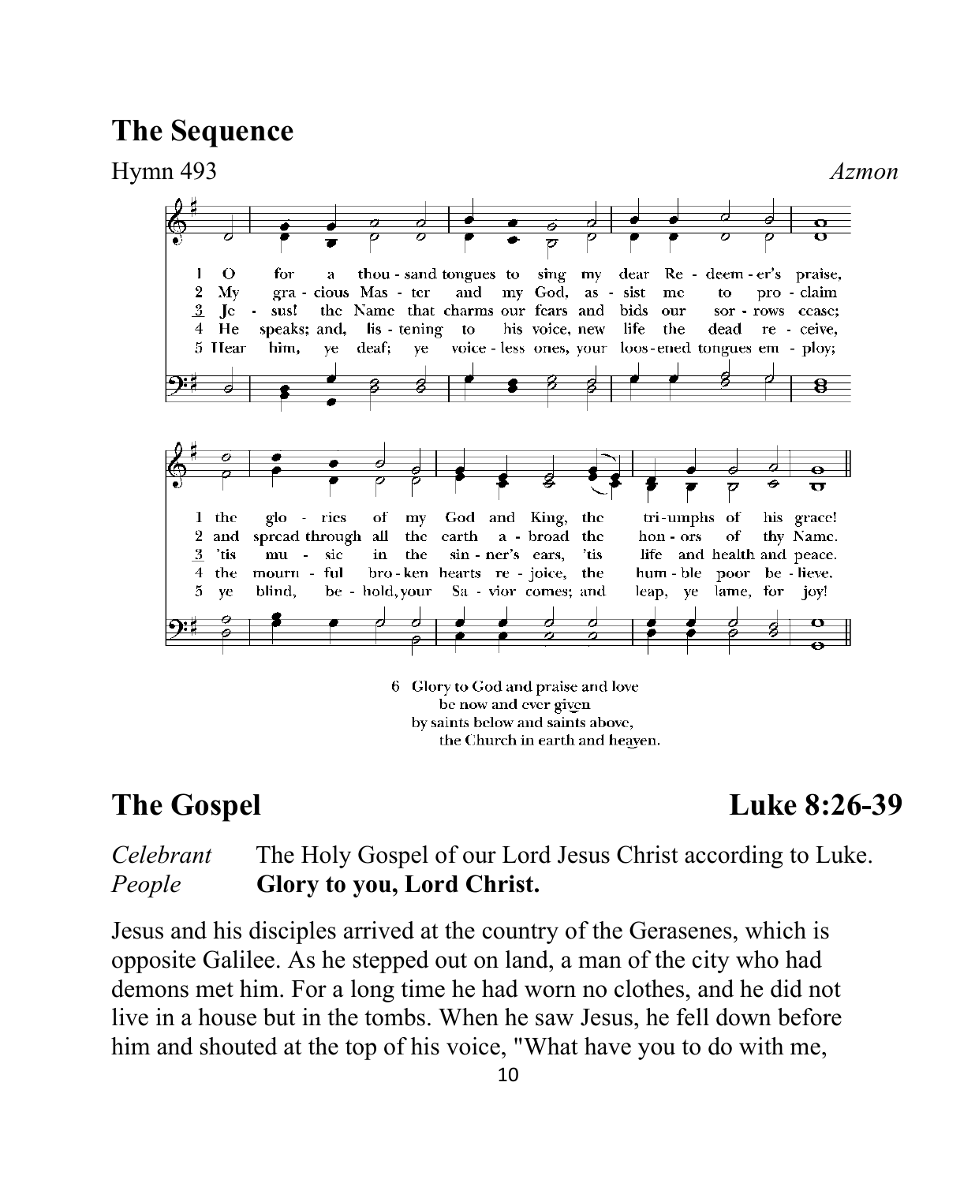## The Sequence

Hymn 493 *Azmon*

1 O for a thou - sand tongues to sing my dear Re - deem - er's praise, the glo - ries of my God and King, the tri - umphs of his grace!

2 My gra - cious Mas - ter and my God, as - sist me to pro - claim and spread through all the earth a - broad the hon - ors of thy Name.

3 Je - sus! the Name that charms our fears and bids our sor - rows cease; 'tis mu - sic in the sin - ner's ears, 'tis life and health and peace.

4 He speaks; and, lis - tening to his voice, new life the dead re - ceive, the mourn - ful bro - ken hearts re - joice, the hum - ble poor be - lieve.

5 Hear him, ye deaf; ye voice - less ones, your loos - ened tongues em - ploy; ye blind, be - hold, your Sa - vior comes; and leap, ye lame, for joy!

6 Glory to God and praise and love
be now and ever given
by saints below and saints above,
the Church in earth and heaven.

## The Gospel Luke 8:26-39

*Celebrant* The Holy Gospel of our Lord Jesus Christ according to Luke.
*People* **Glory to you, Lord Christ.**

Jesus and his disciples arrived at the country of the Gerasenes, which is opposite Galilee. As he stepped out on land, a man of the city who had demons met him. For a long time he had worn no clothes, and he did not live in a house but in the tombs. When he saw Jesus, he fell down before him and shouted at the top of his voice, "What have you to do with me,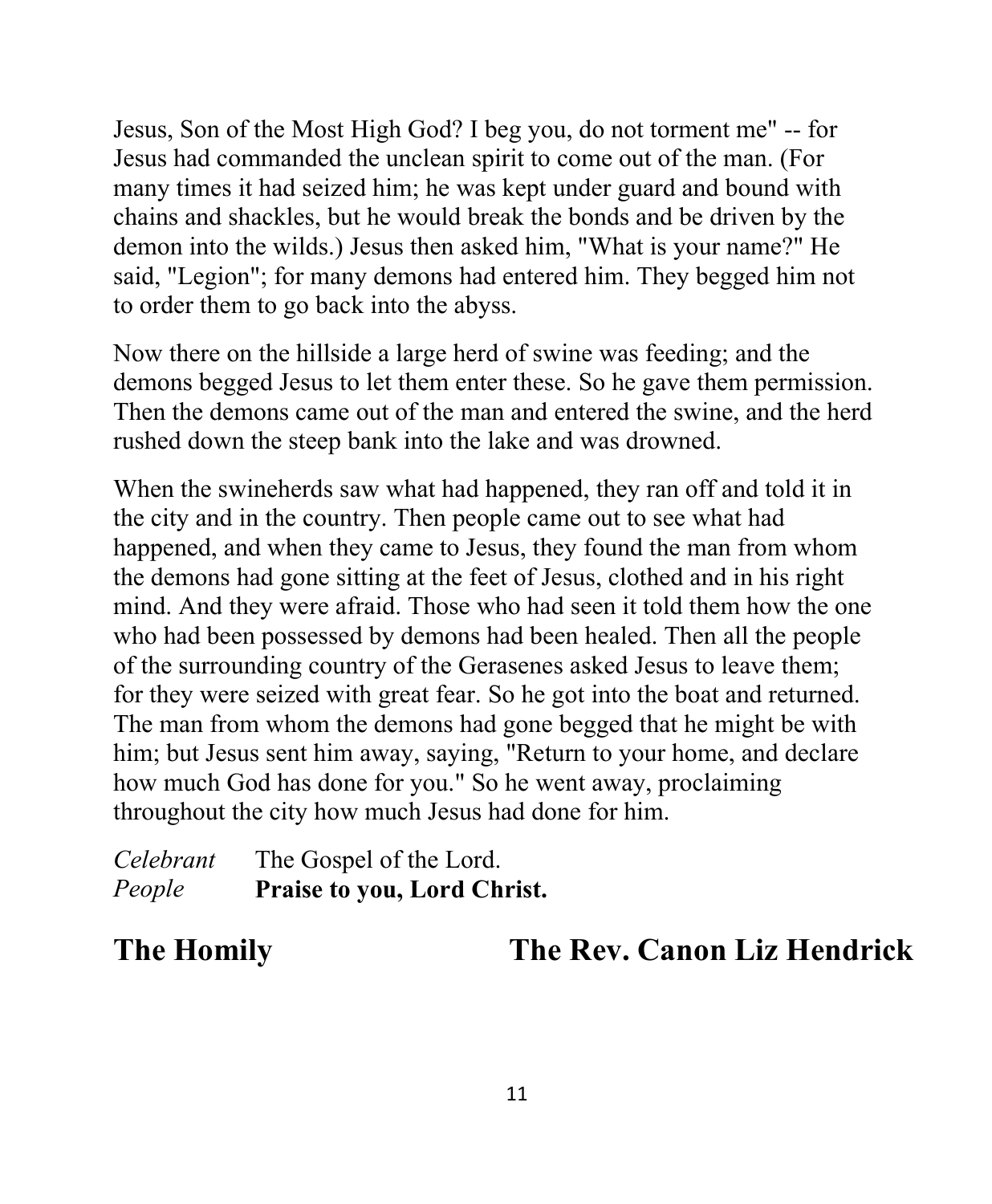Jesus, Son of the Most High God? I beg you, do not torment me" -- for Jesus had commanded the unclean spirit to come out of the man. (For many times it had seized him; he was kept under guard and bound with chains and shackles, but he would break the bonds and be driven by the demon into the wilds.) Jesus then asked him, "What is your name?" He said, "Legion"; for many demons had entered him. They begged him not to order them to go back into the abyss.

Now there on the hillside a large herd of swine was feeding; and the demons begged Jesus to let them enter these. So he gave them permission. Then the demons came out of the man and entered the swine, and the herd rushed down the steep bank into the lake and was drowned.

When the swineherds saw what had happened, they ran off and told it in the city and in the country. Then people came out to see what had happened, and when they came to Jesus, they found the man from whom the demons had gone sitting at the feet of Jesus, clothed and in his right mind. And they were afraid. Those who had seen it told them how the one who had been possessed by demons had been healed. Then all the people of the surrounding country of the Gerasenes asked Jesus to leave them; for they were seized with great fear. So he got into the boat and returned. The man from whom the demons had gone begged that he might be with him; but Jesus sent him away, saying, "Return to your home, and declare how much God has done for you." So he went away, proclaiming throughout the city how much Jesus had done for him.

*Celebrant* The Gospel of the Lord.
*People* **Praise to you, Lord Christ.**

## The Homily — The Rev. Canon Liz Hendrick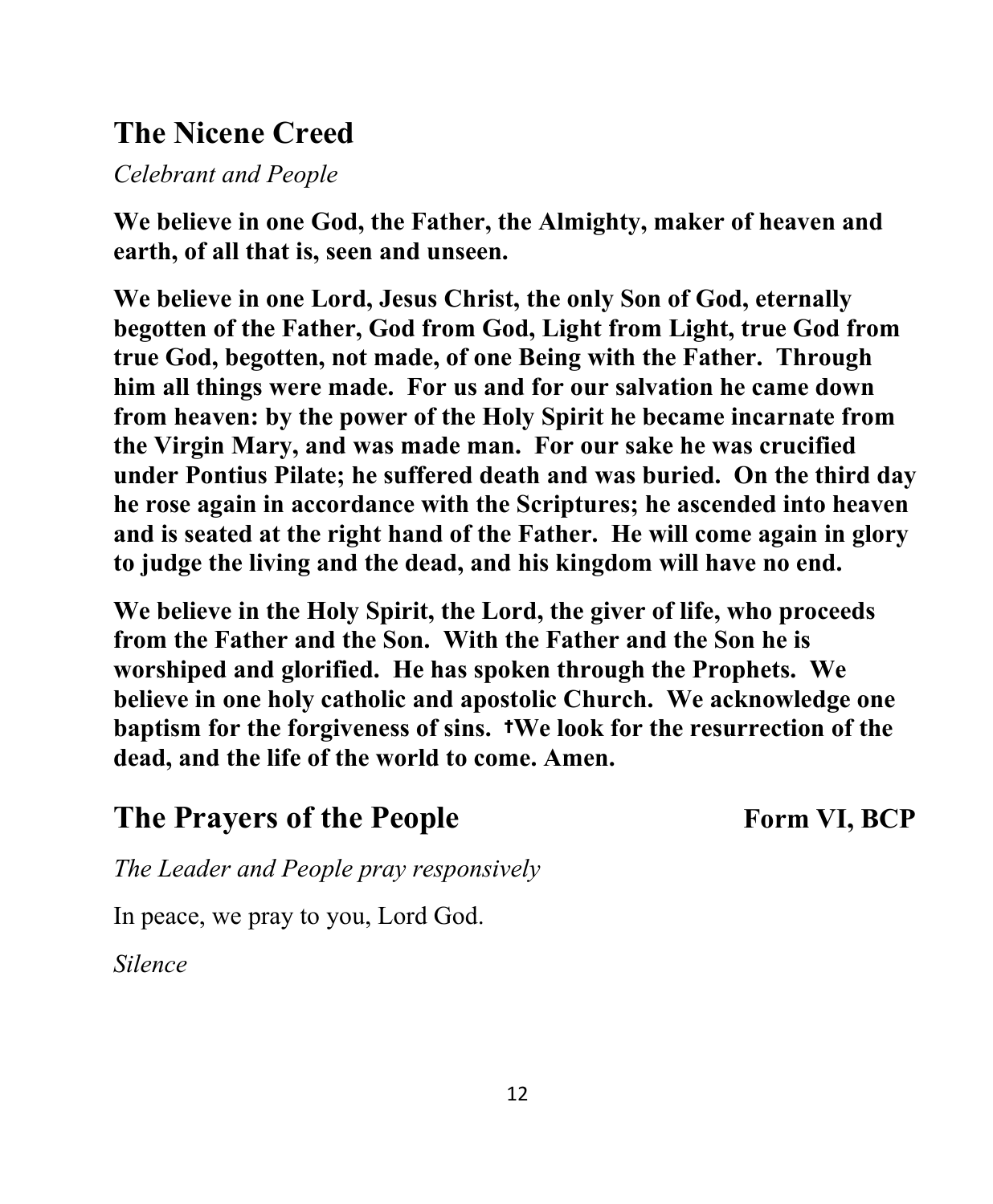## The Nicene Creed

*Celebrant and People*

**We believe in one God, the Father, the Almighty, maker of heaven and earth, of all that is, seen and unseen.**

**We believe in one Lord, Jesus Christ, the only Son of God, eternally begotten of the Father, God from God, Light from Light, true God from true God, begotten, not made, of one Being with the Father. Through him all things were made. For us and for our salvation he came down from heaven: by the power of the Holy Spirit he became incarnate from the Virgin Mary, and was made man. For our sake he was crucified under Pontius Pilate; he suffered death and was buried. On the third day he rose again in accordance with the Scriptures; he ascended into heaven and is seated at the right hand of the Father. He will come again in glory to judge the living and the dead, and his kingdom will have no end.**

**We believe in the Holy Spirit, the Lord, the giver of life, who proceeds from the Father and the Son. With the Father and the Son he is worshiped and glorified. He has spoken through the Prophets. We believe in one holy catholic and apostolic Church. We acknowledge one baptism for the forgiveness of sins. †We look for the resurrection of the dead, and the life of the world to come. Amen.**

## The Prayers of the People **Form VI, BCP**

*The Leader and People pray responsively*

In peace, we pray to you, Lord God.

*Silence*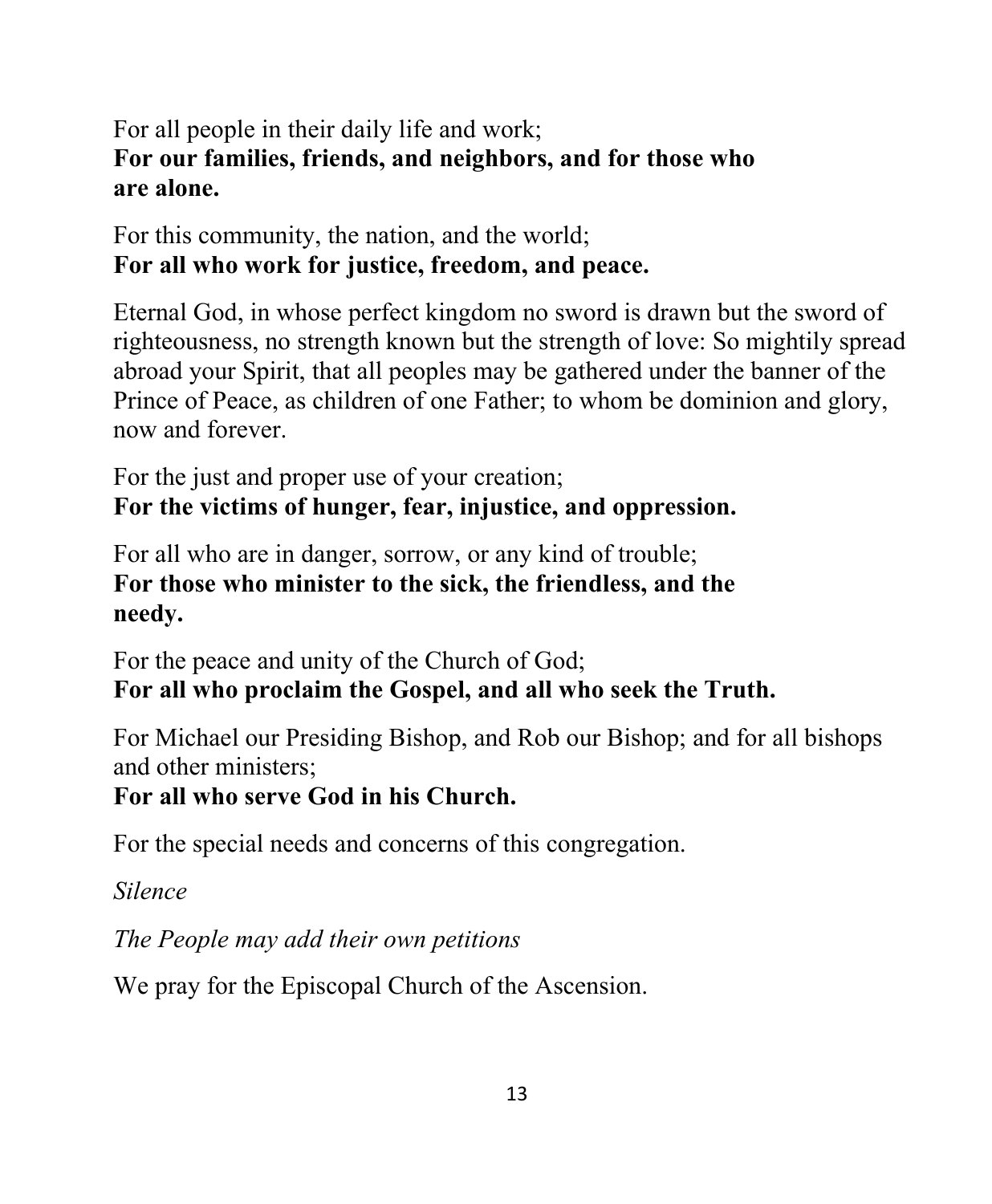For all people in their daily life and work;
**For our families, friends, and neighbors, and for those who are alone.**

For this community, the nation, and the world;
**For all who work for justice, freedom, and peace.**

Eternal God, in whose perfect kingdom no sword is drawn but the sword of righteousness, no strength known but the strength of love: So mightily spread abroad your Spirit, that all peoples may be gathered under the banner of the Prince of Peace, as children of one Father; to whom be dominion and glory, now and forever.

For the just and proper use of your creation;
**For the victims of hunger, fear, injustice, and oppression.**

For all who are in danger, sorrow, or any kind of trouble;
**For those who minister to the sick, the friendless, and the needy.**

For the peace and unity of the Church of God;
**For all who proclaim the Gospel, and all who seek the Truth.**

For Michael our Presiding Bishop, and Rob our Bishop; and for all bishops and other ministers;
**For all who serve God in his Church.**

For the special needs and concerns of this congregation.

*Silence*

*The People may add their own petitions*

We pray for the Episcopal Church of the Ascension.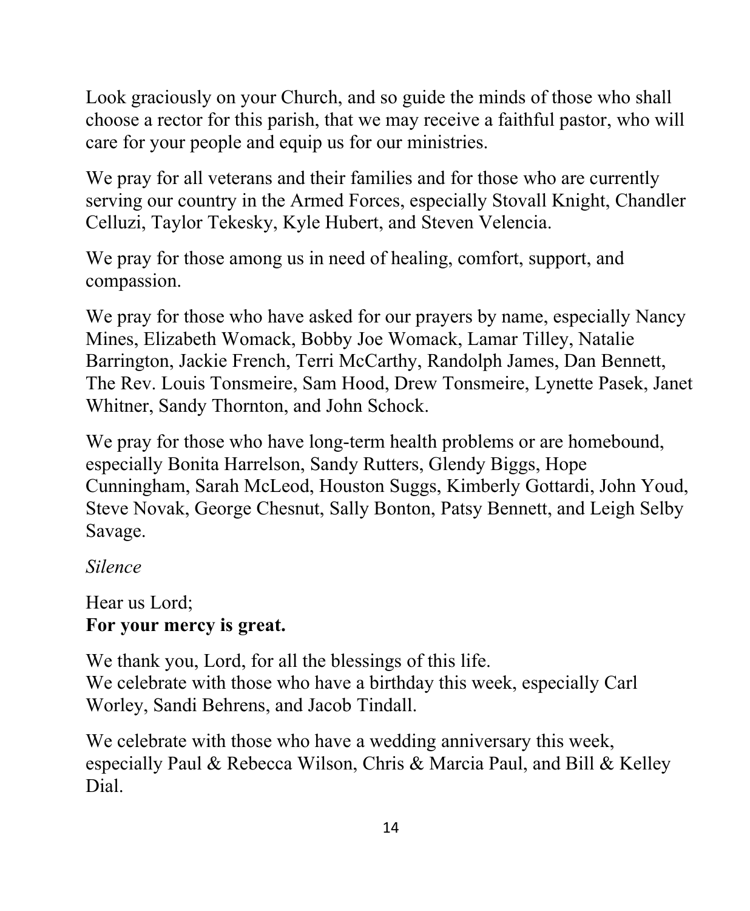Look graciously on your Church, and so guide the minds of those who shall choose a rector for this parish, that we may receive a faithful pastor, who will care for your people and equip us for our ministries.

We pray for all veterans and their families and for those who are currently serving our country in the Armed Forces, especially Stovall Knight, Chandler Celluzi, Taylor Tekesky, Kyle Hubert, and Steven Velencia.

We pray for those among us in need of healing, comfort, support, and compassion.

We pray for those who have asked for our prayers by name, especially Nancy Mines, Elizabeth Womack, Bobby Joe Womack, Lamar Tilley, Natalie Barrington, Jackie French, Terri McCarthy, Randolph James, Dan Bennett, The Rev. Louis Tonsmeire, Sam Hood, Drew Tonsmeire, Lynette Pasek, Janet Whitner, Sandy Thornton, and John Schock.

We pray for those who have long-term health problems or are homebound, especially Bonita Harrelson, Sandy Rutters, Glendy Biggs, Hope Cunningham, Sarah McLeod, Houston Suggs, Kimberly Gottardi, John Youd, Steve Novak, George Chesnut, Sally Bonton, Patsy Bennett, and Leigh Selby Savage.

*Silence*

Hear us Lord;
**For your mercy is great.**

We thank you, Lord, for all the blessings of this life.
We celebrate with those who have a birthday this week, especially Carl Worley, Sandi Behrens, and Jacob Tindall.

We celebrate with those who have a wedding anniversary this week, especially Paul & Rebecca Wilson, Chris & Marcia Paul, and Bill & Kelley Dial.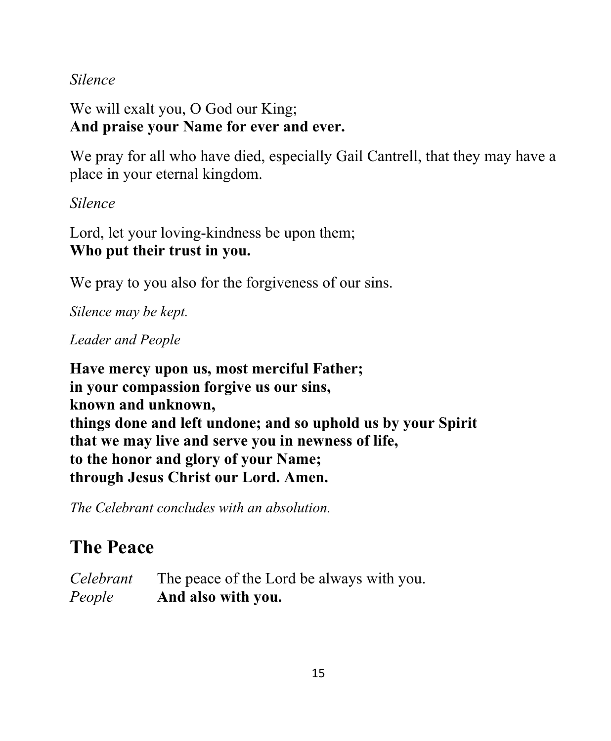*Silence*

We will exalt you, O God our King;
**And praise your Name for ever and ever.**

We pray for all who have died, especially Gail Cantrell, that they may have a place in your eternal kingdom.

*Silence*

Lord, let your loving-kindness be upon them;
**Who put their trust in you.**

We pray to you also for the forgiveness of our sins.

*Silence may be kept.*

*Leader and People*

**Have mercy upon us, most merciful Father;**
**in your compassion forgive us our sins,**
**known and unknown,**
**things done and left undone; and so uphold us by your Spirit**
**that we may live and serve you in newness of life,**
**to the honor and glory of your Name;**
**through Jesus Christ our Lord. Amen.**

*The Celebrant concludes with an absolution.*

## The Peace

*Celebrant* The peace of the Lord be always with you.
*People* **And also with you.**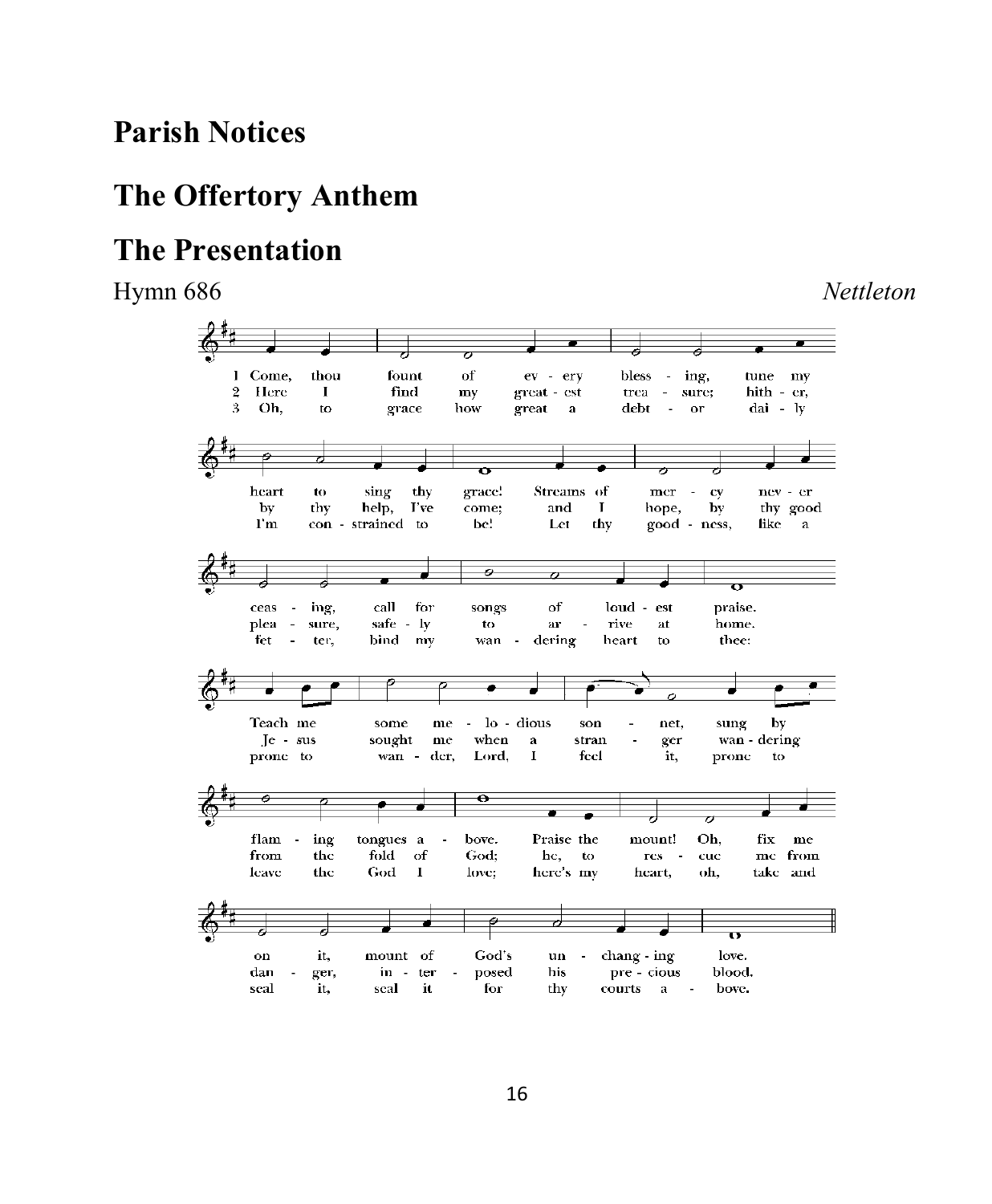## Parish Notices

## The Offertory Anthem

## The Presentation

Hymn 686 *Nettleton*

1 Come, thou fount of every blessing, tune my heart to sing thy grace! Streams of mercy never ceasing, call for songs of loudest praise. Teach me some melodious sonnet, sung by flaming tongues above. Praise the mount! Oh, fix me on it, mount of God's unchanging love.

2 Here I find my greatest treasure; hither, by thy help, I've come; and I hope, by thy good pleasure, safely to arrive at home. Jesus sought me when a stranger wandering from the fold of God; he, to rescue me from danger, interposed his precious blood.

3 Oh, to grace how great a debtor daily I'm constrained to be! Let thy goodness, like a fetter, bind my wandering heart to thee: prone to wander, Lord, I feel it, prone to leave the God I love; here's my heart, oh, take and seal it, seal it for thy courts above.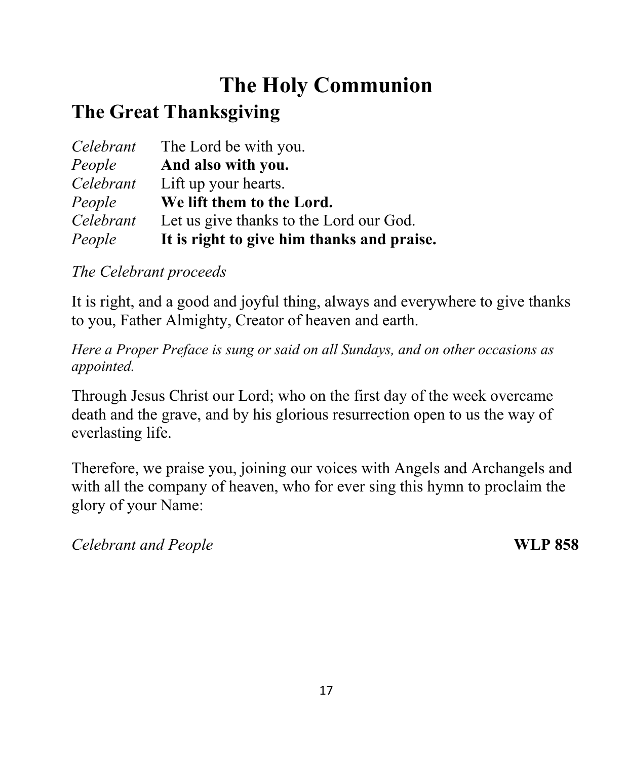# The Holy Communion

## The Great Thanksgiving

*Celebrant* The Lord be with you.
*People* **And also with you.**
*Celebrant* Lift up your hearts.
*People* **We lift them to the Lord.**
*Celebrant* Let us give thanks to the Lord our God.
*People* **It is right to give him thanks and praise.**

*The Celebrant proceeds*

It is right, and a good and joyful thing, always and everywhere to give thanks to you, Father Almighty, Creator of heaven and earth.

*Here a Proper Preface is sung or said on all Sundays, and on other occasions as appointed.*

Through Jesus Christ our Lord; who on the first day of the week overcame death and the grave, and by his glorious resurrection open to us the way of everlasting life.

Therefore, we praise you, joining our voices with Angels and Archangels and with all the company of heaven, who for ever sing this hymn to proclaim the glory of your Name:

*Celebrant and People* **WLP 858**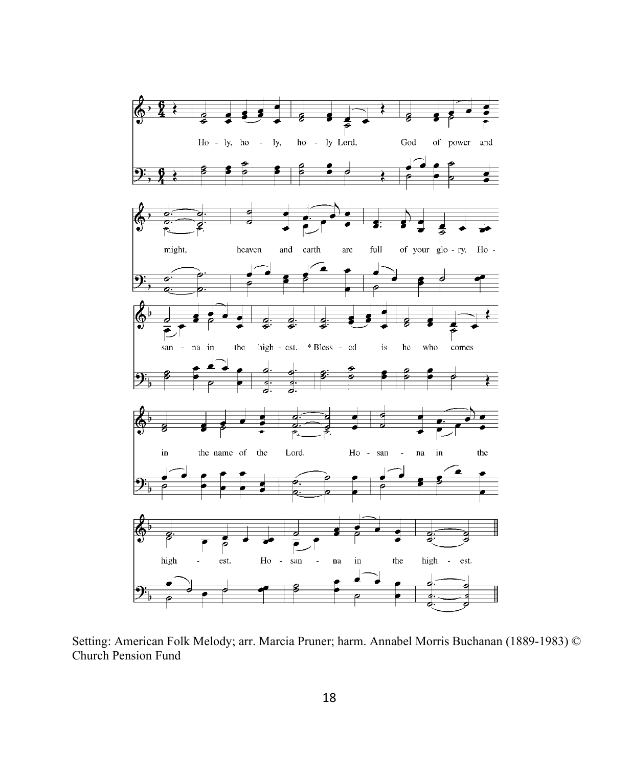Setting: American Folk Melody; arr. Marcia Pruner; harm. Annabel Morris Buchanan (1889-1983) © Church Pension Fund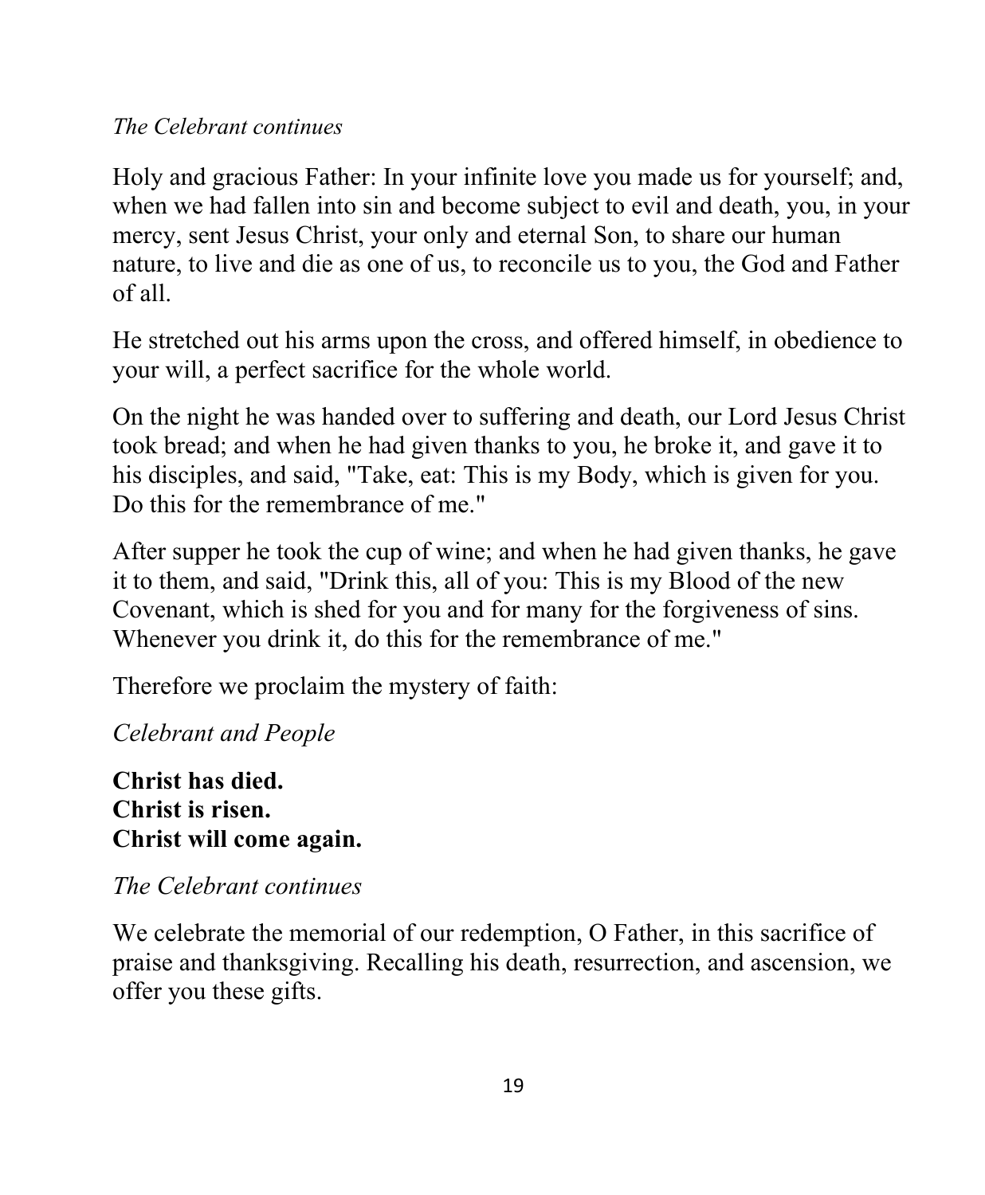*The Celebrant continues*

Holy and gracious Father: In your infinite love you made us for yourself; and, when we had fallen into sin and become subject to evil and death, you, in your mercy, sent Jesus Christ, your only and eternal Son, to share our human nature, to live and die as one of us, to reconcile us to you, the God and Father of all.

He stretched out his arms upon the cross, and offered himself, in obedience to your will, a perfect sacrifice for the whole world.

On the night he was handed over to suffering and death, our Lord Jesus Christ took bread; and when he had given thanks to you, he broke it, and gave it to his disciples, and said, "Take, eat: This is my Body, which is given for you. Do this for the remembrance of me."

After supper he took the cup of wine; and when he had given thanks, he gave it to them, and said, "Drink this, all of you: This is my Blood of the new Covenant, which is shed for you and for many for the forgiveness of sins. Whenever you drink it, do this for the remembrance of me."

Therefore we proclaim the mystery of faith:

*Celebrant and People*

**Christ has died.**
**Christ is risen.**
**Christ will come again.**

*The Celebrant continues*

We celebrate the memorial of our redemption, O Father, in this sacrifice of praise and thanksgiving. Recalling his death, resurrection, and ascension, we offer you these gifts.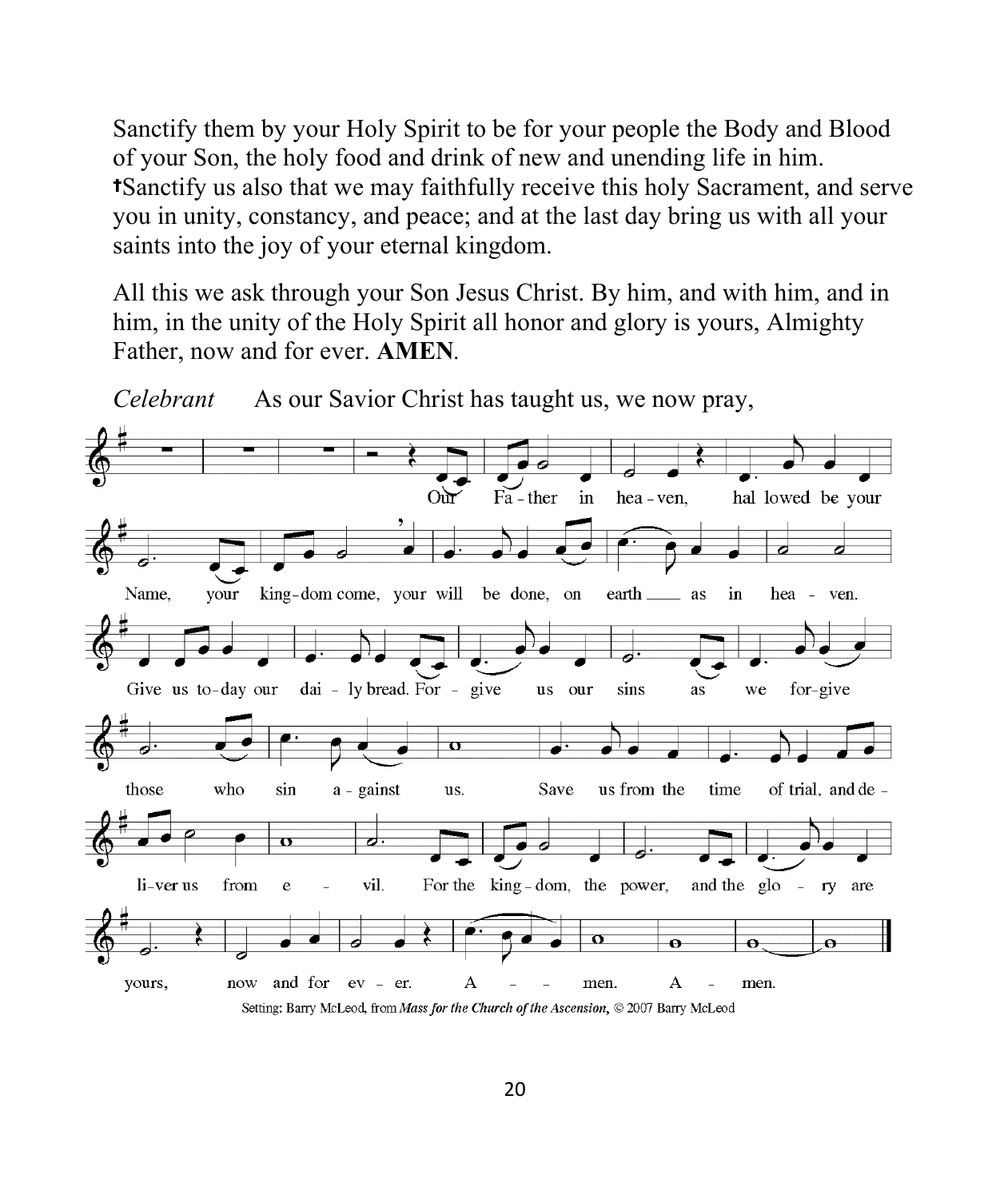Sanctify them by your Holy Spirit to be for your people the Body and Blood of your Son, the holy food and drink of new and unending life in him. †Sanctify us also that we may faithfully receive this holy Sacrament, and serve you in unity, constancy, and peace; and at the last day bring us with all your saints into the joy of your eternal kingdom.

All this we ask through your Son Jesus Christ. By him, and with him, and in him, in the unity of the Holy Spirit all honor and glory is yours, Almighty Father, now and for ever. **AMEN**.

*Celebrant* As our Savior Christ has taught us, we now pray,

Our Fa - ther in hea - ven, hal lowed be your Name, your king - dom come, your will be done, on earth ___ as in hea - ven. Give us to - day our dai - ly bread. For - give us our sins as we for - give those who sin a - gainst us. Save us from the time of trial, and de - li - ver us from e - vil. For the king - dom, the power, and the glo - ry are yours, now and for ev - er. A - - men. A - men.

Setting: Barry McLeod, from *Mass for the Church of the Ascension*, © 2007 Barry McLeod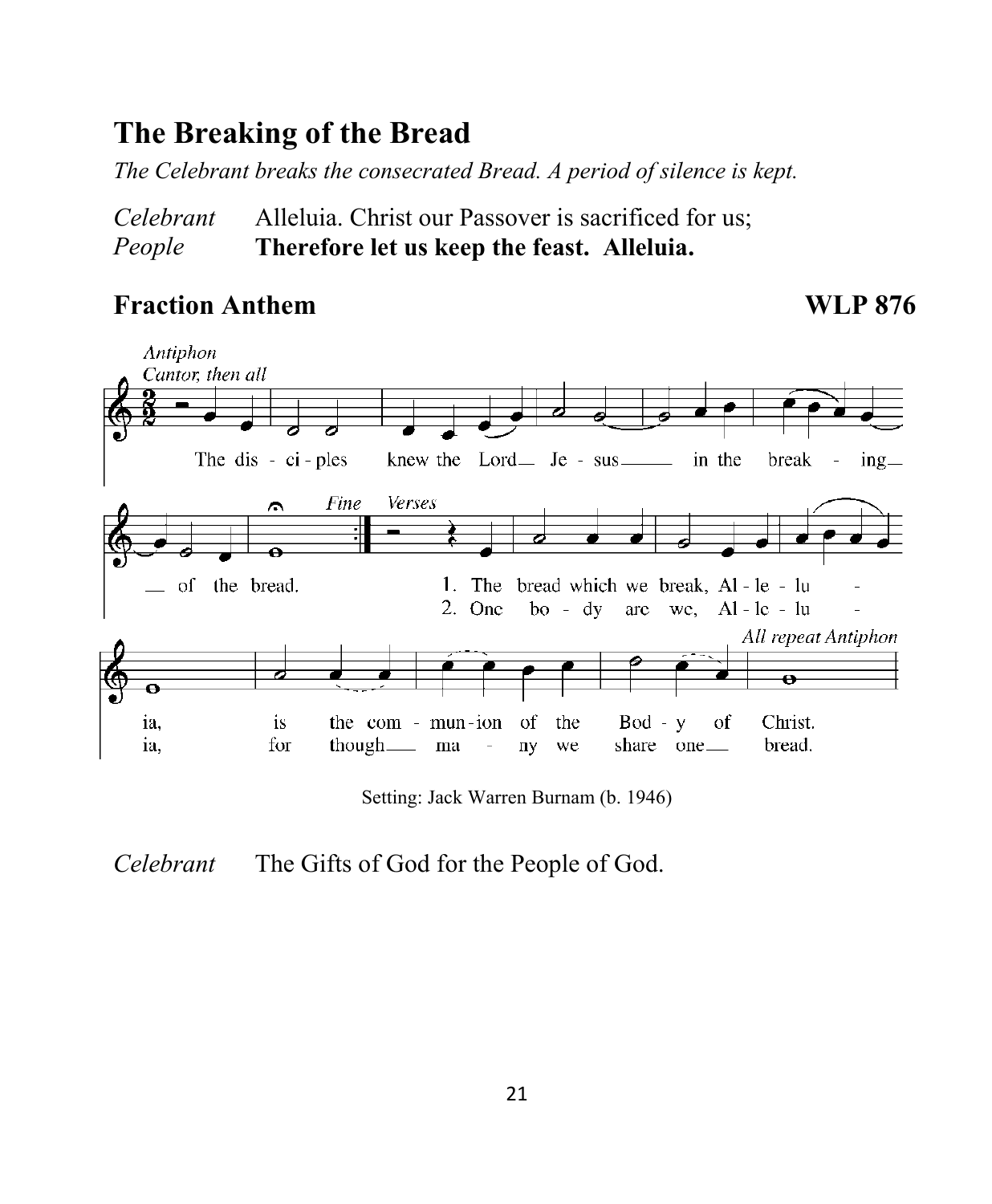## The Breaking of the Bread

*The Celebrant breaks the consecrated Bread. A period of silence is kept.*

*Celebrant* Alleluia. Christ our Passover is sacrificed for us;
*People* **Therefore let us keep the feast. Alleluia.**

### Fraction Anthem WLP 876

*Antiphon*
*Cantor, then all*

The disciples knew the Lord Jesus in the breaking of the bread.

*Fine*

*Verses*

1. The bread which we break, Alleluia, is the communion of the Body of Christ.
2. One body are we, Alleluia, for though many we share one bread.

*All repeat Antiphon*

Setting: Jack Warren Burnam (b. 1946)

*Celebrant* The Gifts of God for the People of God.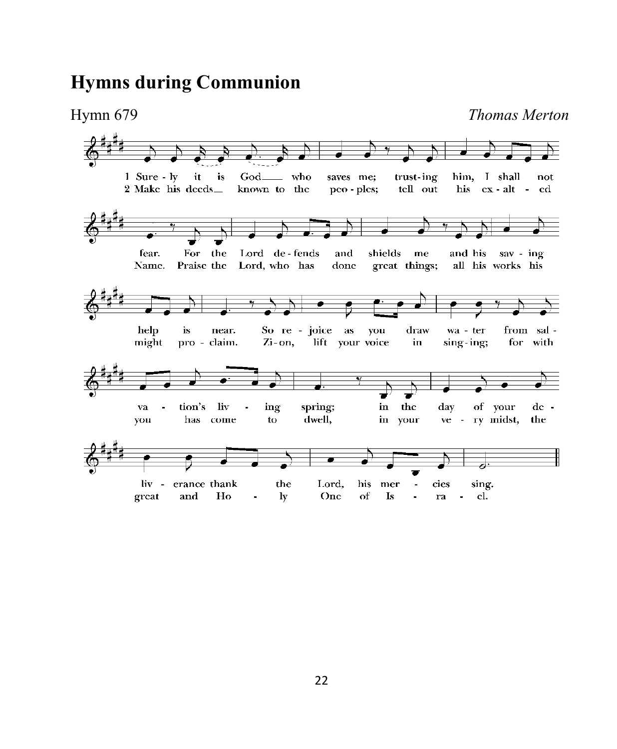# Hymns during Communion

Hymn 679 *Thomas Merton*

1 Surely it is God who saves me; trusting him, I shall not fear. For the Lord defends and shields me and his saving help is near. So rejoice as you draw water from salvation's living spring; in the day of your deliverance thank the Lord, his mercies sing.

2 Make his deeds known to the peoples; tell out his exalted Name. Praise the Lord, who has done great things; all his works his might proclaim. Zion, lift your voice in singing; for with you has come to dwell, in your very midst, the great and Holy One of Israel.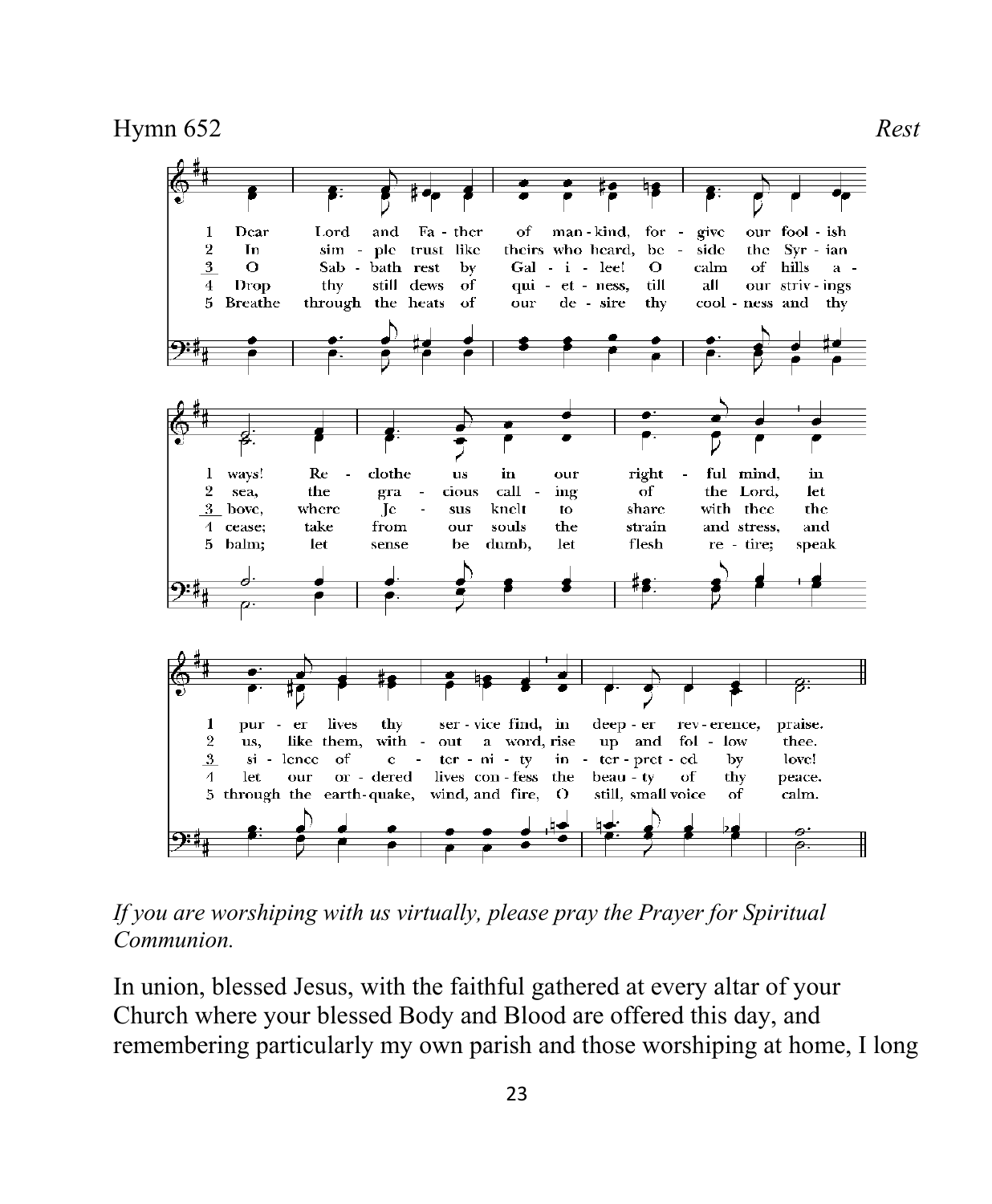Hymn 652 *Rest*

1 Dear Lord and Father of mankind, forgive our foolish ways! Reclothe us in our rightful mind, in purer lives thy service find, in deeper reverence, praise.

2 In simple trust like theirs who heard, beside the Syrian sea, the gracious calling of the Lord, let us, like them, without a word, rise up and follow thee.

3 O Sabbath rest by Galilee! O calm of hills above, where Jesus knelt to share with thee the silence of eternity interpreted by love!

4 Drop thy still dews of quietness, till all our strivings cease; take from our souls the strain and stress, and let our ordered lives confess the beauty of thy peace.

5 Breathe through the heats of our desire thy coolness and thy balm; let sense be dumb, let flesh retire; speak through the earthquake, wind, and fire, O still, small voice of calm.

*If you are worshiping with us virtually, please pray the Prayer for Spiritual Communion.*

In union, blessed Jesus, with the faithful gathered at every altar of your Church where your blessed Body and Blood are offered this day, and remembering particularly my own parish and those worshiping at home, I long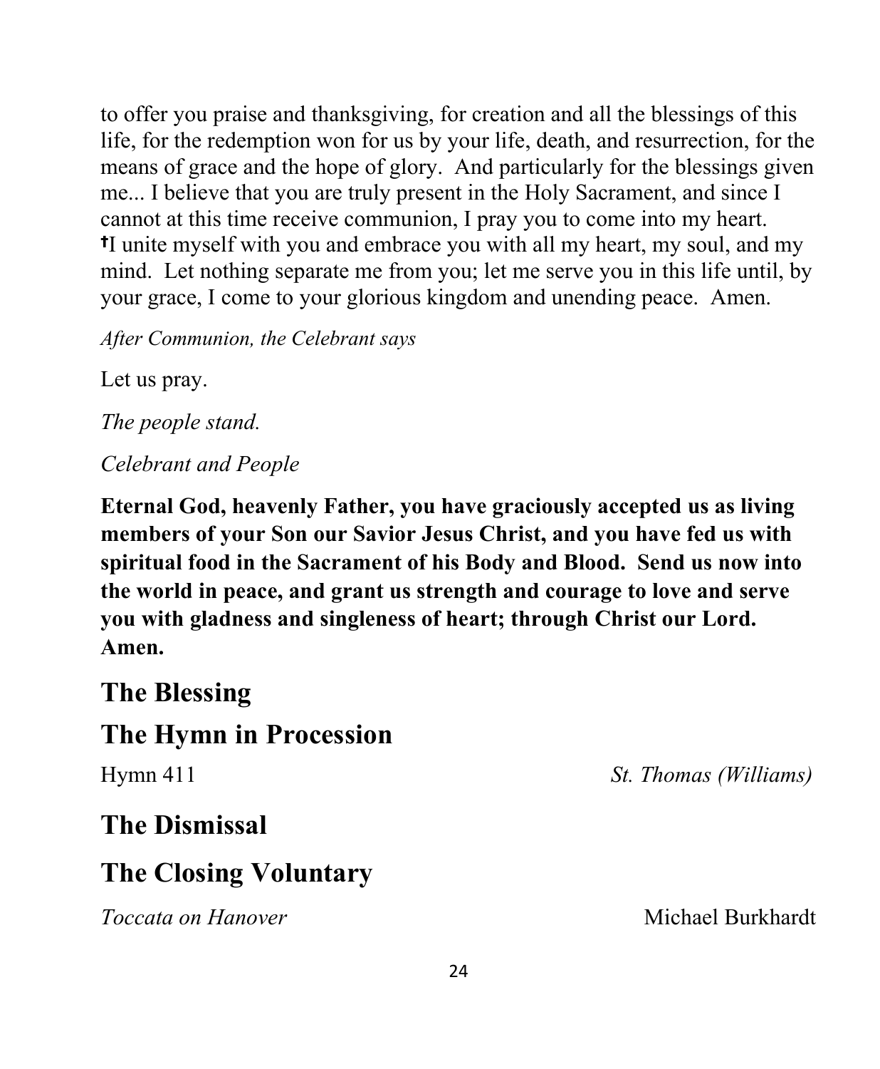to offer you praise and thanksgiving, for creation and all the blessings of this life, for the redemption won for us by your life, death, and resurrection, for the means of grace and the hope of glory. And particularly for the blessings given me... I believe that you are truly present in the Holy Sacrament, and since I cannot at this time receive communion, I pray you to come into my heart. †I unite myself with you and embrace you with all my heart, my soul, and my mind. Let nothing separate me from you; let me serve you in this life until, by your grace, I come to your glorious kingdom and unending peace. Amen.

*After Communion, the Celebrant says*

Let us pray.

*The people stand.*

*Celebrant and People*

**Eternal God, heavenly Father, you have graciously accepted us as living members of your Son our Savior Jesus Christ, and you have fed us with spiritual food in the Sacrament of his Body and Blood. Send us now into the world in peace, and grant us strength and courage to love and serve you with gladness and singleness of heart; through Christ our Lord. Amen.**

## The Blessing

## The Hymn in Procession

Hymn 411 *St. Thomas (Williams)*

## The Dismissal

## The Closing Voluntary

*Toccata on Hanover* Michael Burkhardt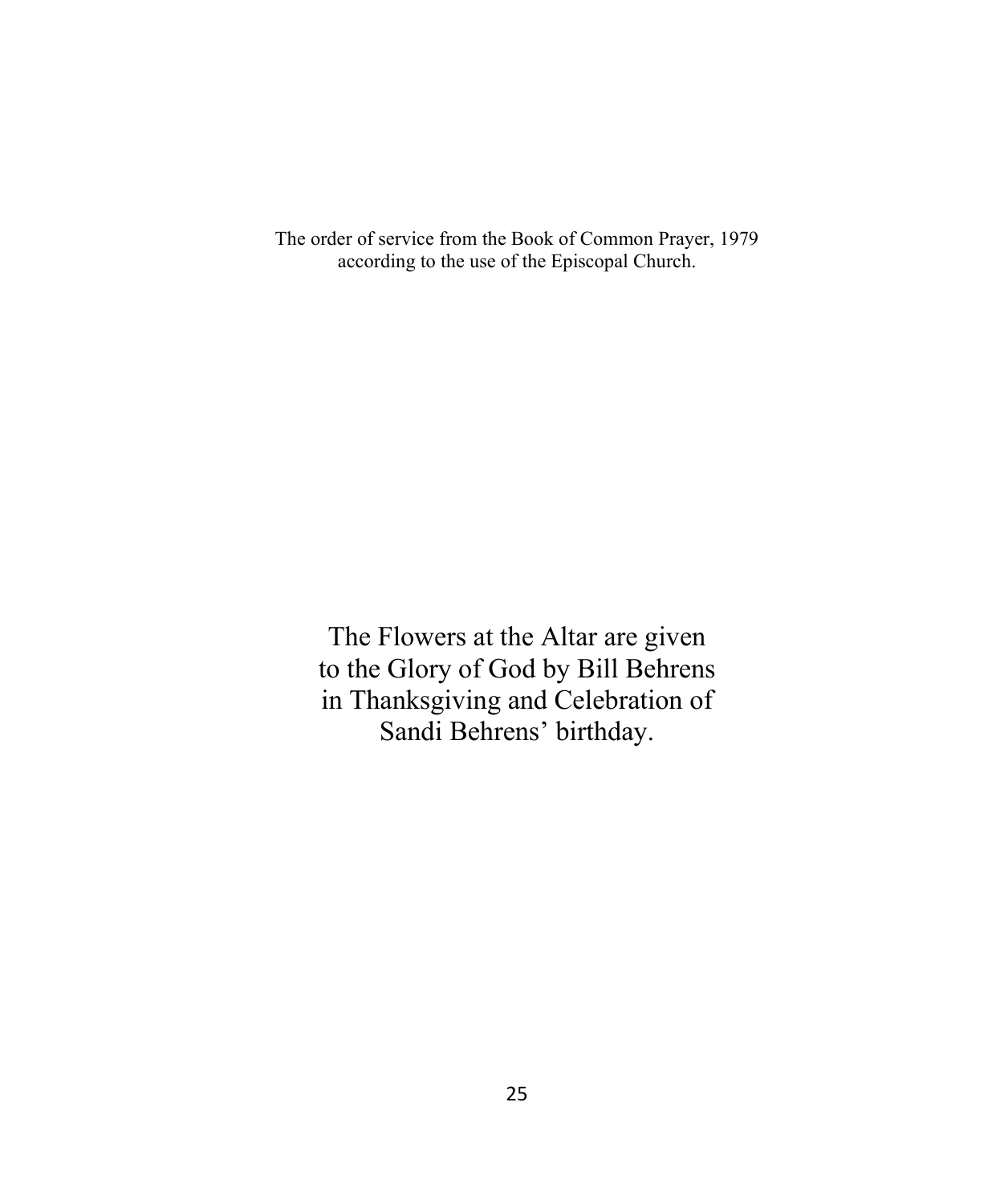The order of service from the Book of Common Prayer, 1979
according to the use of the Episcopal Church.

The Flowers at the Altar are given
to the Glory of God by Bill Behrens
in Thanksgiving and Celebration of
Sandi Behrens' birthday.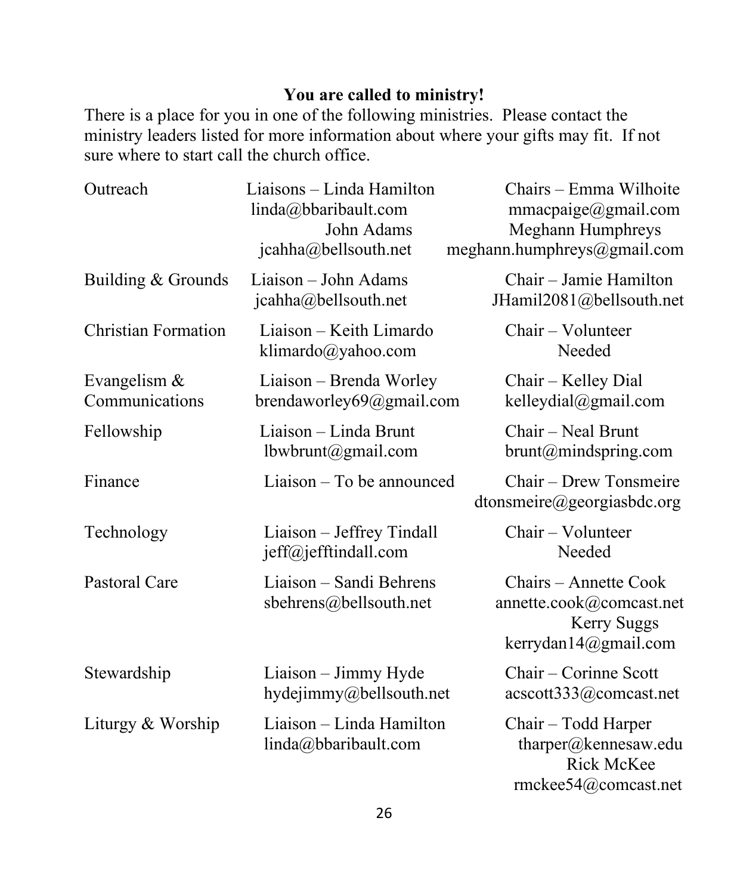**You are called to ministry!**

There is a place for you in one of the following ministries. Please contact the ministry leaders listed for more information about where your gifts may fit. If not sure where to start call the church office.

| | | |
|---|---|---|
| Outreach | Liaisons – Linda Hamilton<br>linda@bbaribault.com<br>John Adams<br>jcahha@bellsouth.net | Chairs – Emma Wilhoite<br>mmacpaige@gmail.com<br>Meghann Humphreys<br>meghann.humphreys@gmail.com |
| Building & Grounds | Liaison – John Adams<br>jcahha@bellsouth.net | Chair – Jamie Hamilton<br>JHamil2081@bellsouth.net |
| Christian Formation | Liaison – Keith Limardo<br>klimardo@yahoo.com | Chair – Volunteer Needed |
| Evangelism & Communications | Liaison – Brenda Worley<br>brendaworley69@gmail.com | Chair – Kelley Dial<br>kelleydial@gmail.com |
| Fellowship | Liaison – Linda Brunt<br>lbwbrunt@gmail.com | Chair – Neal Brunt<br>brunt@mindspring.com |
| Finance | Liaison – To be announced | Chair – Drew Tonsmeire<br>dtonsmeire@georgiasbdc.org |
| Technology | Liaison – Jeffrey Tindall<br>jeff@jefftindall.com | Chair – Volunteer Needed |
| Pastoral Care | Liaison – Sandi Behrens<br>sbehrens@bellsouth.net | Chairs – Annette Cook<br>annette.cook@comcast.net<br>Kerry Suggs<br>kerrydan14@gmail.com |
| Stewardship | Liaison – Jimmy Hyde<br>hydejimmy@bellsouth.net | Chair – Corinne Scott<br>acscott333@comcast.net |
| Liturgy & Worship | Liaison – Linda Hamilton<br>linda@bbaribault.com | Chair – Todd Harper<br>tharper@kennesaw.edu<br>Rick McKee<br>rmckee54@comcast.net |